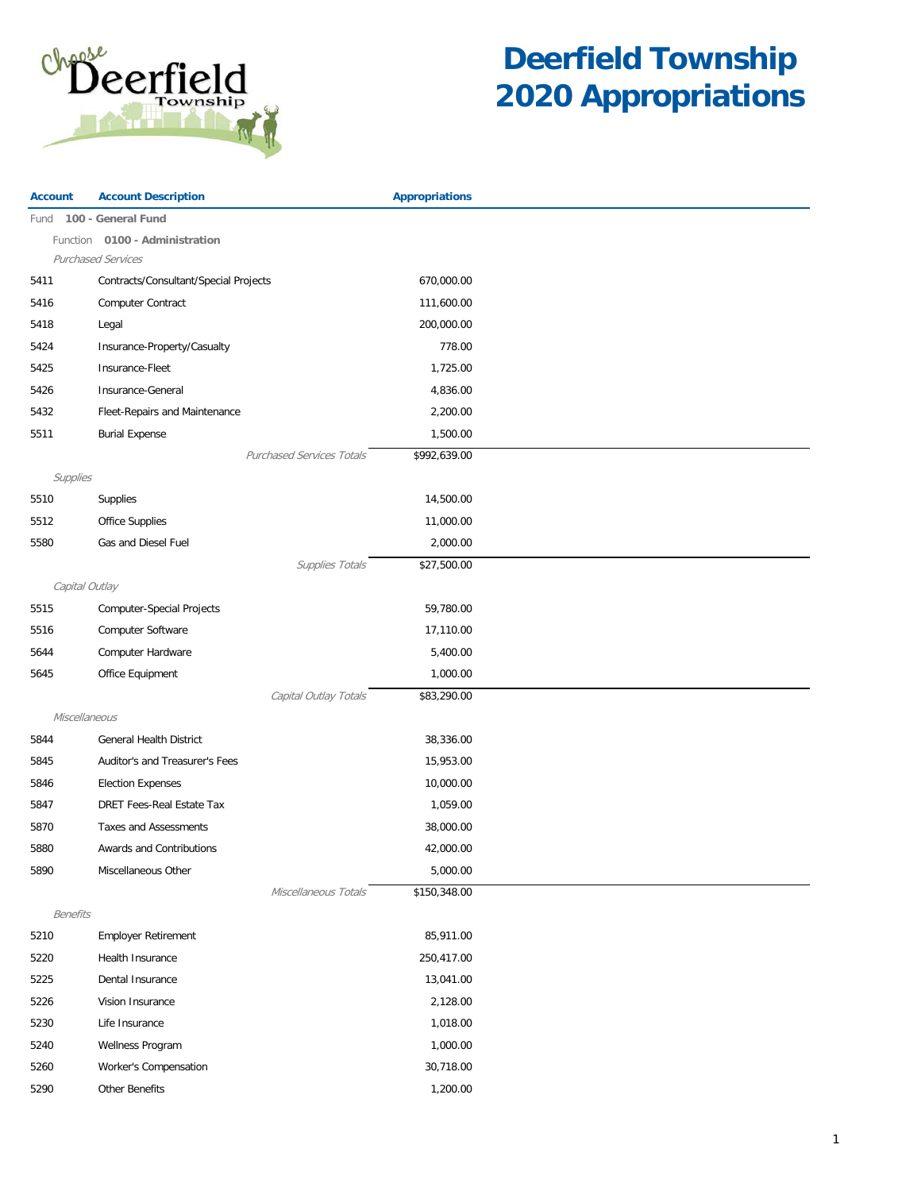# Deerfield Township 2020 Appropriations

| Account | Account Description | Appropriations |
|---|---|---|
| Fund **100 - General Fund** | | |
| Function **0100 - Administration** | | |
| *Purchased Services* | | |
| 5411 | Contracts/Consultant/Special Projects | 670,000.00 |
| 5416 | Computer Contract | 111,600.00 |
| 5418 | Legal | 200,000.00 |
| 5424 | Insurance-Property/Casualty | 778.00 |
| 5425 | Insurance-Fleet | 1,725.00 |
| 5426 | Insurance-General | 4,836.00 |
| 5432 | Fleet-Repairs and Maintenance | 2,200.00 |
| 5511 | Burial Expense | 1,500.00 |
| | *Purchased Services Totals* | $992,639.00 |
| *Supplies* | | |
| 5510 | Supplies | 14,500.00 |
| 5512 | Office Supplies | 11,000.00 |
| 5580 | Gas and Diesel Fuel | 2,000.00 |
| | *Supplies Totals* | $27,500.00 |
| *Capital Outlay* | | |
| 5515 | Computer-Special Projects | 59,780.00 |
| 5516 | Computer Software | 17,110.00 |
| 5644 | Computer Hardware | 5,400.00 |
| 5645 | Office Equipment | 1,000.00 |
| | *Capital Outlay Totals* | $83,290.00 |
| *Miscellaneous* | | |
| 5844 | General Health District | 38,336.00 |
| 5845 | Auditor's and Treasurer's Fees | 15,953.00 |
| 5846 | Election Expenses | 10,000.00 |
| 5847 | DRET Fees-Real Estate Tax | 1,059.00 |
| 5870 | Taxes and Assessments | 38,000.00 |
| 5880 | Awards and Contributions | 42,000.00 |
| 5890 | Miscellaneous Other | 5,000.00 |
| | *Miscellaneous Totals* | $150,348.00 |
| *Benefits* | | |
| 5210 | Employer Retirement | 85,911.00 |
| 5220 | Health Insurance | 250,417.00 |
| 5225 | Dental Insurance | 13,041.00 |
| 5226 | Vision Insurance | 2,128.00 |
| 5230 | Life Insurance | 1,018.00 |
| 5240 | Wellness Program | 1,000.00 |
| 5260 | Worker's Compensation | 30,718.00 |
| 5290 | Other Benefits | 1,200.00 |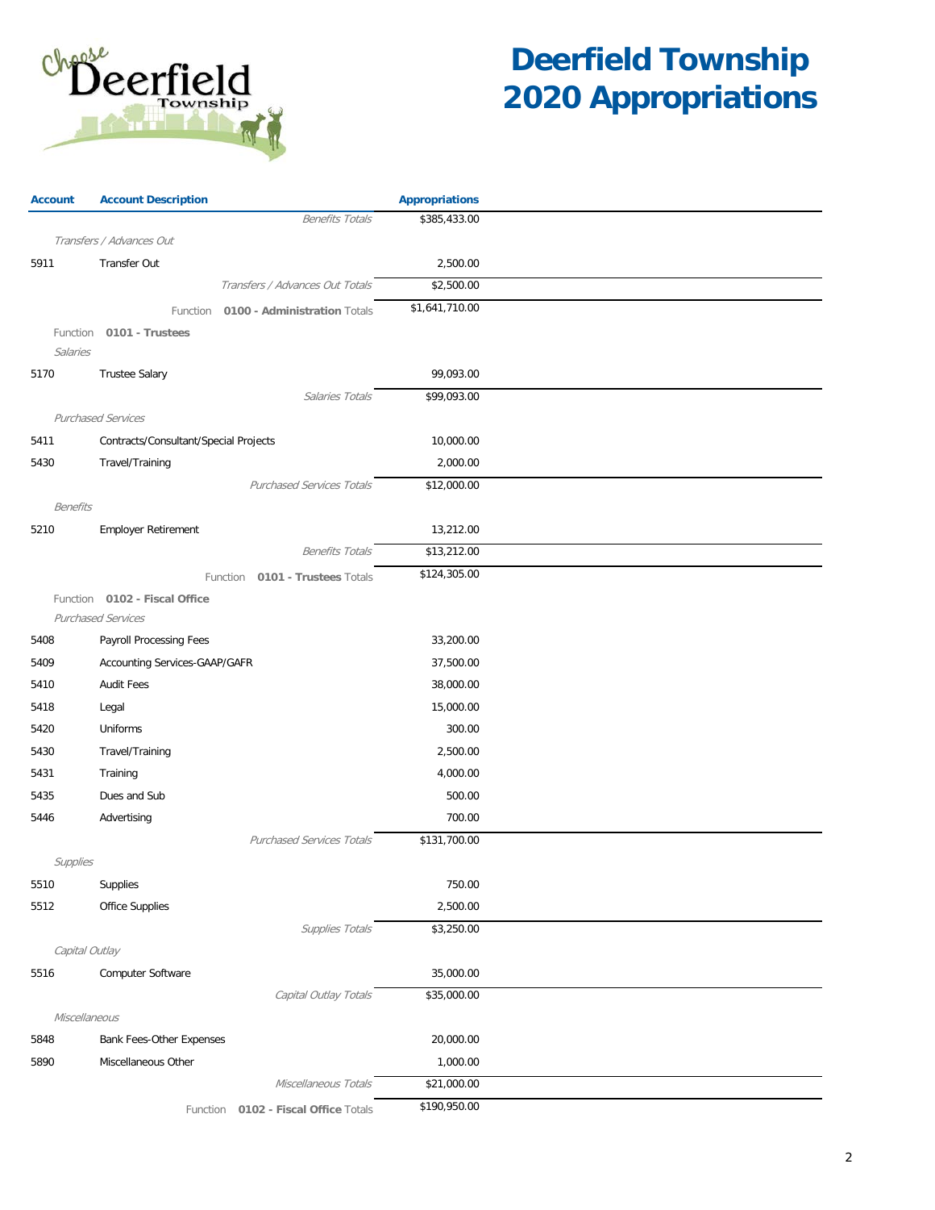# Deerfield Township 2020 Appropriations

| Account | Account Description | Appropriations |
|---|---|---|
| | *Benefits Totals* | $385,433.00 |
| | *Transfers / Advances Out* | |
| 5911 | Transfer Out | 2,500.00 |
| | *Transfers / Advances Out Totals* | $2,500.00 |
| | Function **0100 - Administration** Totals | $1,641,710.00 |
| | Function **0101 - Trustees** | |
| | *Salaries* | |
| 5170 | Trustee Salary | 99,093.00 |
| | *Salaries Totals* | $99,093.00 |
| | *Purchased Services* | |
| 5411 | Contracts/Consultant/Special Projects | 10,000.00 |
| 5430 | Travel/Training | 2,000.00 |
| | *Purchased Services Totals* | $12,000.00 |
| | *Benefits* | |
| 5210 | Employer Retirement | 13,212.00 |
| | *Benefits Totals* | $13,212.00 |
| | Function **0101 - Trustees** Totals | $124,305.00 |
| | Function **0102 - Fiscal Office** | |
| | *Purchased Services* | |
| 5408 | Payroll Processing Fees | 33,200.00 |
| 5409 | Accounting Services-GAAP/GAFR | 37,500.00 |
| 5410 | Audit Fees | 38,000.00 |
| 5418 | Legal | 15,000.00 |
| 5420 | Uniforms | 300.00 |
| 5430 | Travel/Training | 2,500.00 |
| 5431 | Training | 4,000.00 |
| 5435 | Dues and Sub | 500.00 |
| 5446 | Advertising | 700.00 |
| | *Purchased Services Totals* | $131,700.00 |
| | *Supplies* | |
| 5510 | Supplies | 750.00 |
| 5512 | Office Supplies | 2,500.00 |
| | *Supplies Totals* | $3,250.00 |
| | *Capital Outlay* | |
| 5516 | Computer Software | 35,000.00 |
| | *Capital Outlay Totals* | $35,000.00 |
| | *Miscellaneous* | |
| 5848 | Bank Fees-Other Expenses | 20,000.00 |
| 5890 | Miscellaneous Other | 1,000.00 |
| | *Miscellaneous Totals* | $21,000.00 |
| | Function **0102 - Fiscal Office** Totals | $190,950.00 |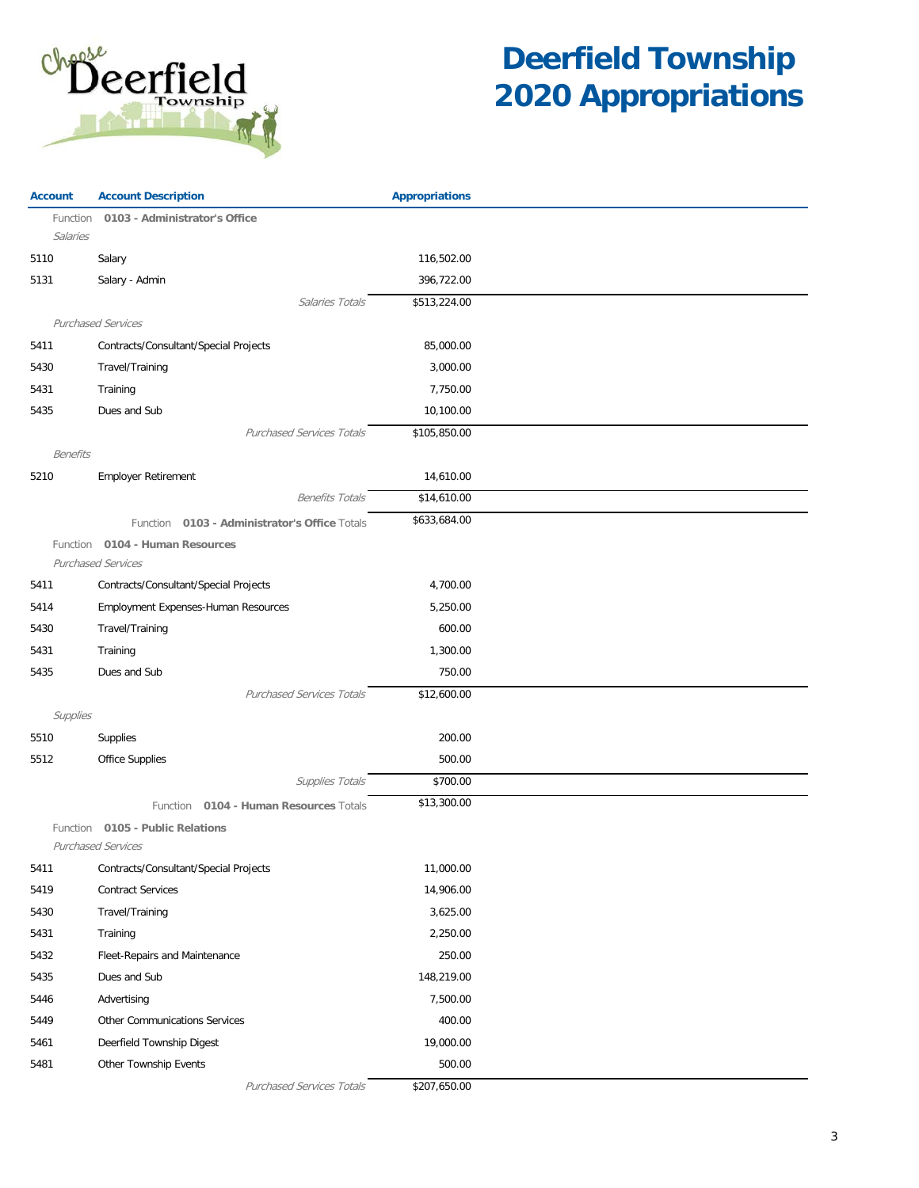# Deerfield Township 2020 Appropriations

| Account | Account Description | Appropriations |
|---|---|---|
| | Function **0103 - Administrator's Office** | |
| | *Salaries* | |
| 5110 | Salary | 116,502.00 |
| 5131 | Salary - Admin | 396,722.00 |
| | *Salaries Totals* | $513,224.00 |
| | *Purchased Services* | |
| 5411 | Contracts/Consultant/Special Projects | 85,000.00 |
| 5430 | Travel/Training | 3,000.00 |
| 5431 | Training | 7,750.00 |
| 5435 | Dues and Sub | 10,100.00 |
| | *Purchased Services Totals* | $105,850.00 |
| | *Benefits* | |
| 5210 | Employer Retirement | 14,610.00 |
| | *Benefits Totals* | $14,610.00 |
| | Function **0103 - Administrator's Office** Totals | $633,684.00 |
| | Function **0104 - Human Resources** | |
| | *Purchased Services* | |
| 5411 | Contracts/Consultant/Special Projects | 4,700.00 |
| 5414 | Employment Expenses-Human Resources | 5,250.00 |
| 5430 | Travel/Training | 600.00 |
| 5431 | Training | 1,300.00 |
| 5435 | Dues and Sub | 750.00 |
| | *Purchased Services Totals* | $12,600.00 |
| | *Supplies* | |
| 5510 | Supplies | 200.00 |
| 5512 | Office Supplies | 500.00 |
| | *Supplies Totals* | $700.00 |
| | Function **0104 - Human Resources** Totals | $13,300.00 |
| | Function **0105 - Public Relations** | |
| | *Purchased Services* | |
| 5411 | Contracts/Consultant/Special Projects | 11,000.00 |
| 5419 | Contract Services | 14,906.00 |
| 5430 | Travel/Training | 3,625.00 |
| 5431 | Training | 2,250.00 |
| 5432 | Fleet-Repairs and Maintenance | 250.00 |
| 5435 | Dues and Sub | 148,219.00 |
| 5446 | Advertising | 7,500.00 |
| 5449 | Other Communications Services | 400.00 |
| 5461 | Deerfield Township Digest | 19,000.00 |
| 5481 | Other Township Events | 500.00 |
| | *Purchased Services Totals* | $207,650.00 |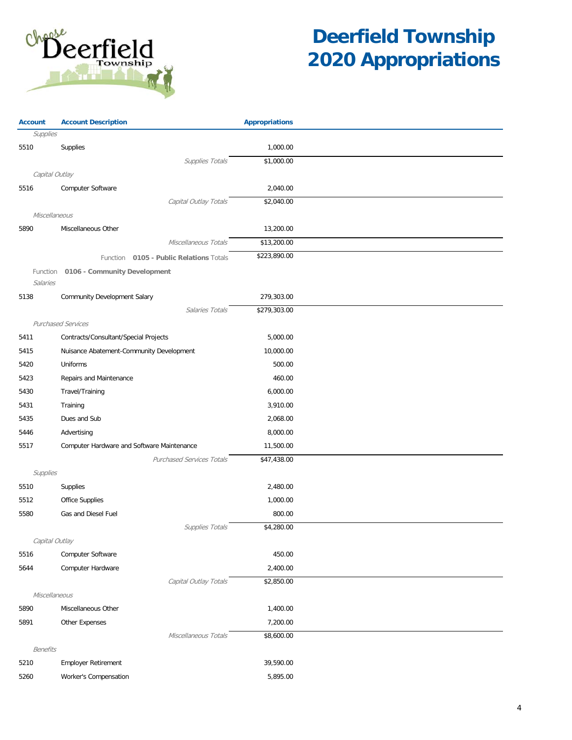# Deerfield Township 2020 Appropriations

| Account | Account Description | Appropriations |
|---|---|---|
| *Supplies* | | |
| 5510 | Supplies | 1,000.00 |
| | *Supplies Totals* | $1,000.00 |
| *Capital Outlay* | | |
| 5516 | Computer Software | 2,040.00 |
| | *Capital Outlay Totals* | $2,040.00 |
| *Miscellaneous* | | |
| 5890 | Miscellaneous Other | 13,200.00 |
| | *Miscellaneous Totals* | $13,200.00 |
| | Function **0105 - Public Relations** Totals | $223,890.00 |
| Function | **0106 - Community Development** | |
| *Salaries* | | |
| 5138 | Community Development Salary | 279,303.00 |
| | *Salaries Totals* | $279,303.00 |
| *Purchased Services* | | |
| 5411 | Contracts/Consultant/Special Projects | 5,000.00 |
| 5415 | Nuisance Abatement-Community Development | 10,000.00 |
| 5420 | Uniforms | 500.00 |
| 5423 | Repairs and Maintenance | 460.00 |
| 5430 | Travel/Training | 6,000.00 |
| 5431 | Training | 3,910.00 |
| 5435 | Dues and Sub | 2,068.00 |
| 5446 | Advertising | 8,000.00 |
| 5517 | Computer Hardware and Software Maintenance | 11,500.00 |
| | *Purchased Services Totals* | $47,438.00 |
| *Supplies* | | |
| 5510 | Supplies | 2,480.00 |
| 5512 | Office Supplies | 1,000.00 |
| 5580 | Gas and Diesel Fuel | 800.00 |
| | *Supplies Totals* | $4,280.00 |
| *Capital Outlay* | | |
| 5516 | Computer Software | 450.00 |
| 5644 | Computer Hardware | 2,400.00 |
| | *Capital Outlay Totals* | $2,850.00 |
| *Miscellaneous* | | |
| 5890 | Miscellaneous Other | 1,400.00 |
| 5891 | Other Expenses | 7,200.00 |
| | *Miscellaneous Totals* | $8,600.00 |
| *Benefits* | | |
| 5210 | Employer Retirement | 39,590.00 |
| 5260 | Worker's Compensation | 5,895.00 |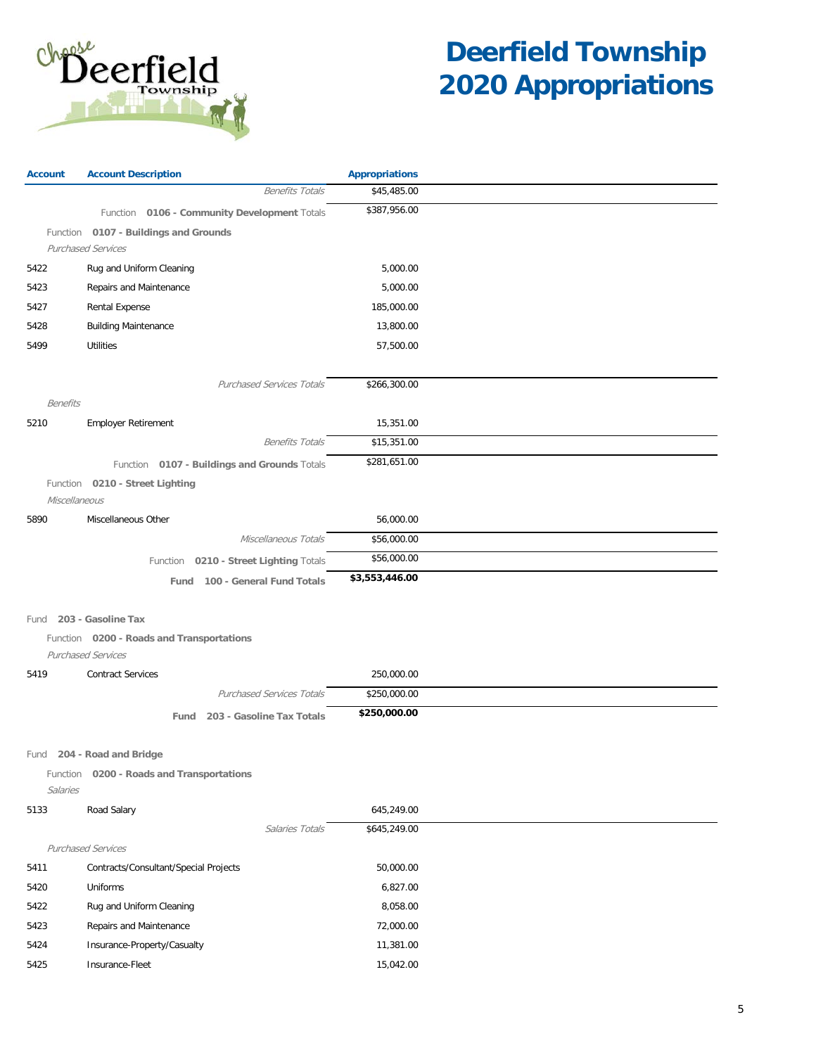# Deerfield Township 2020 Appropriations

| Account | Account Description | Appropriations |
|---|---|---|
| | *Benefits Totals* | $45,485.00 |
| | Function **0106 - Community Development** Totals | $387,956.00 |
| | Function **0107 - Buildings and Grounds** | |
| | *Purchased Services* | |
| 5422 | Rug and Uniform Cleaning | 5,000.00 |
| 5423 | Repairs and Maintenance | 5,000.00 |
| 5427 | Rental Expense | 185,000.00 |
| 5428 | Building Maintenance | 13,800.00 |
| 5499 | Utilities | 57,500.00 |
| | *Purchased Services Totals* | $266,300.00 |
| | *Benefits* | |
| 5210 | Employer Retirement | 15,351.00 |
| | *Benefits Totals* | $15,351.00 |
| | Function **0107 - Buildings and Grounds** Totals | $281,651.00 |
| | Function **0210 - Street Lighting** | |
| | *Miscellaneous* | |
| 5890 | Miscellaneous Other | 56,000.00 |
| | *Miscellaneous Totals* | $56,000.00 |
| | Function **0210 - Street Lighting** Totals | $56,000.00 |
| | **Fund 100 - General Fund Totals** | **$3,553,446.00** |
| | Fund **203 - Gasoline Tax** | |
| | Function **0200 - Roads and Transportations** | |
| | *Purchased Services* | |
| 5419 | Contract Services | 250,000.00 |
| | *Purchased Services Totals* | $250,000.00 |
| | **Fund 203 - Gasoline Tax Totals** | **$250,000.00** |
| | Fund **204 - Road and Bridge** | |
| | Function **0200 - Roads and Transportations** | |
| | *Salaries* | |
| 5133 | Road Salary | 645,249.00 |
| | *Salaries Totals* | $645,249.00 |
| | *Purchased Services* | |
| 5411 | Contracts/Consultant/Special Projects | 50,000.00 |
| 5420 | Uniforms | 6,827.00 |
| 5422 | Rug and Uniform Cleaning | 8,058.00 |
| 5423 | Repairs and Maintenance | 72,000.00 |
| 5424 | Insurance-Property/Casualty | 11,381.00 |
| 5425 | Insurance-Fleet | 15,042.00 |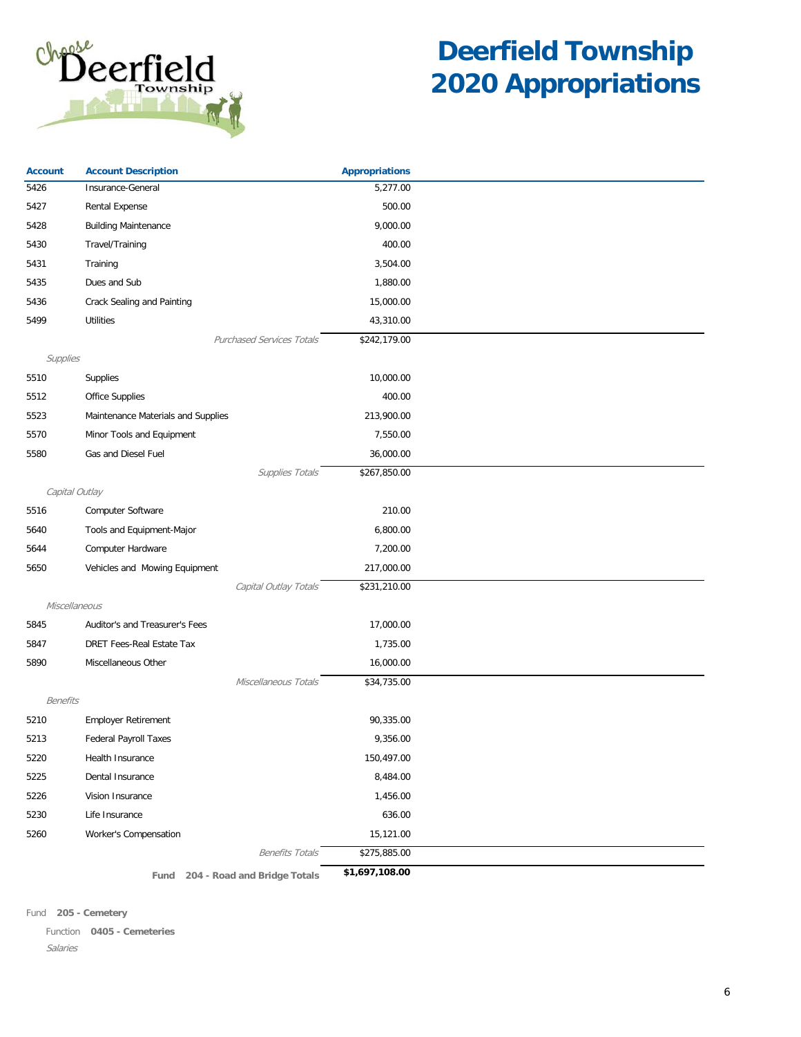# Deerfield Township 2020 Appropriations

| Account | Account Description | Appropriations |
|---|---|---|
| 5426 | Insurance-General | 5,277.00 |
| 5427 | Rental Expense | 500.00 |
| 5428 | Building Maintenance | 9,000.00 |
| 5430 | Travel/Training | 400.00 |
| 5431 | Training | 3,504.00 |
| 5435 | Dues and Sub | 1,880.00 |
| 5436 | Crack Sealing and Painting | 15,000.00 |
| 5499 | Utilities | 43,310.00 |
| | *Purchased Services Totals* | $242,179.00 |
| *Supplies* | | |
| 5510 | Supplies | 10,000.00 |
| 5512 | Office Supplies | 400.00 |
| 5523 | Maintenance Materials and Supplies | 213,900.00 |
| 5570 | Minor Tools and Equipment | 7,550.00 |
| 5580 | Gas and Diesel Fuel | 36,000.00 |
| | *Supplies Totals* | $267,850.00 |
| *Capital Outlay* | | |
| 5516 | Computer Software | 210.00 |
| 5640 | Tools and Equipment-Major | 6,800.00 |
| 5644 | Computer Hardware | 7,200.00 |
| 5650 | Vehicles and Mowing Equipment | 217,000.00 |
| | *Capital Outlay Totals* | $231,210.00 |
| *Miscellaneous* | | |
| 5845 | Auditor's and Treasurer's Fees | 17,000.00 |
| 5847 | DRET Fees-Real Estate Tax | 1,735.00 |
| 5890 | Miscellaneous Other | 16,000.00 |
| | *Miscellaneous Totals* | $34,735.00 |
| *Benefits* | | |
| 5210 | Employer Retirement | 90,335.00 |
| 5213 | Federal Payroll Taxes | 9,356.00 |
| 5220 | Health Insurance | 150,497.00 |
| 5225 | Dental Insurance | 8,484.00 |
| 5226 | Vision Insurance | 1,456.00 |
| 5230 | Life Insurance | 636.00 |
| 5260 | Worker's Compensation | 15,121.00 |
| | *Benefits Totals* | $275,885.00 |
| | **Fund 204 - Road and Bridge Totals** | **$1,697,108.00** |

Fund **205 - Cemetery**

Function **0405 - Cemeteries**

*Salaries*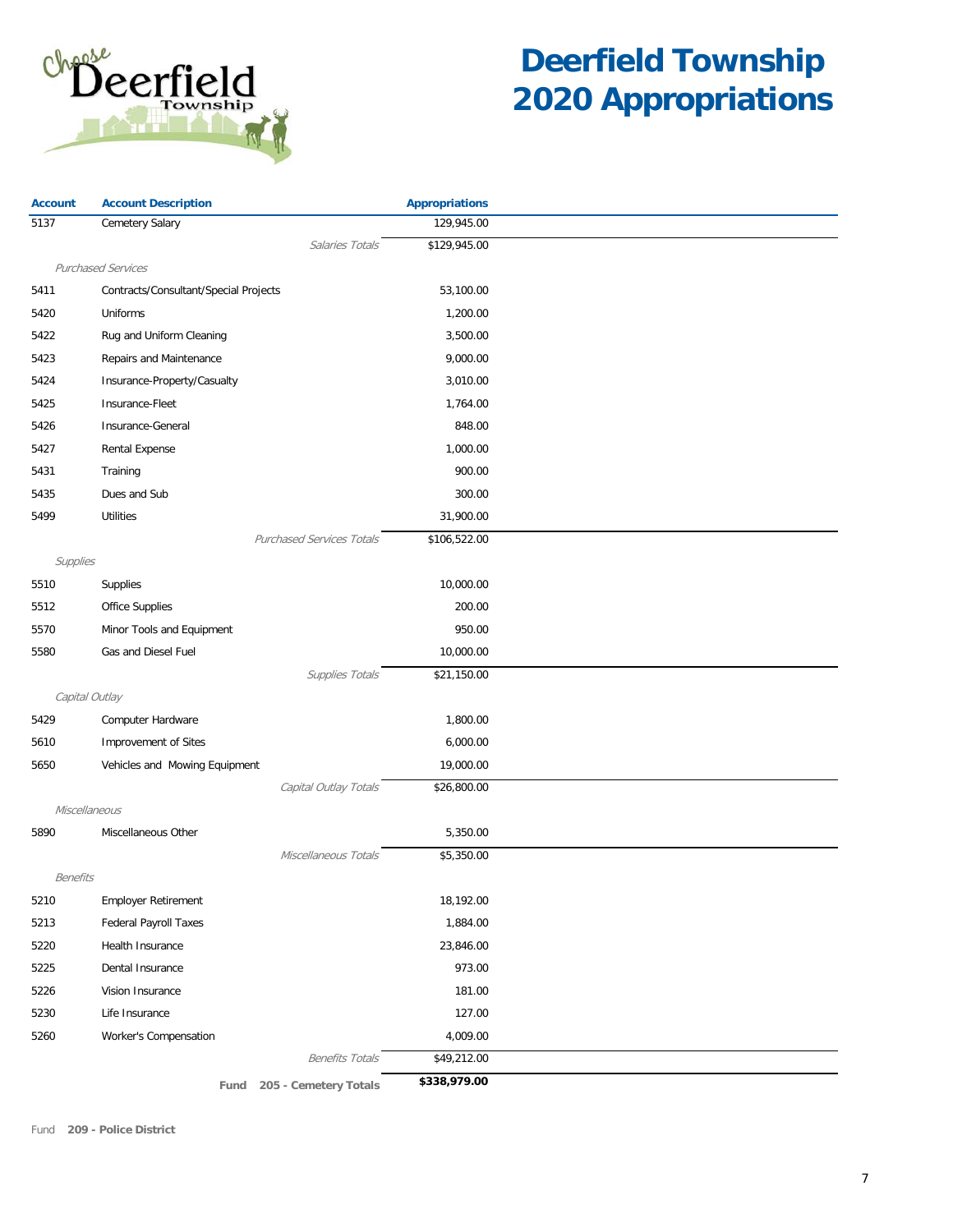# Deerfield Township 2020 Appropriations

| Account | Account Description | Appropriations |
|---|---|---|
| 5137 | Cemetery Salary | 129,945.00 |
| | *Salaries Totals* | $129,945.00 |
| *Purchased Services* | | |
| 5411 | Contracts/Consultant/Special Projects | 53,100.00 |
| 5420 | Uniforms | 1,200.00 |
| 5422 | Rug and Uniform Cleaning | 3,500.00 |
| 5423 | Repairs and Maintenance | 9,000.00 |
| 5424 | Insurance-Property/Casualty | 3,010.00 |
| 5425 | Insurance-Fleet | 1,764.00 |
| 5426 | Insurance-General | 848.00 |
| 5427 | Rental Expense | 1,000.00 |
| 5431 | Training | 900.00 |
| 5435 | Dues and Sub | 300.00 |
| 5499 | Utilities | 31,900.00 |
| | *Purchased Services Totals* | $106,522.00 |
| *Supplies* | | |
| 5510 | Supplies | 10,000.00 |
| 5512 | Office Supplies | 200.00 |
| 5570 | Minor Tools and Equipment | 950.00 |
| 5580 | Gas and Diesel Fuel | 10,000.00 |
| | *Supplies Totals* | $21,150.00 |
| *Capital Outlay* | | |
| 5429 | Computer Hardware | 1,800.00 |
| 5610 | Improvement of Sites | 6,000.00 |
| 5650 | Vehicles and Mowing Equipment | 19,000.00 |
| | *Capital Outlay Totals* | $26,800.00 |
| *Miscellaneous* | | |
| 5890 | Miscellaneous Other | 5,350.00 |
| | *Miscellaneous Totals* | $5,350.00 |
| *Benefits* | | |
| 5210 | Employer Retirement | 18,192.00 |
| 5213 | Federal Payroll Taxes | 1,884.00 |
| 5220 | Health Insurance | 23,846.00 |
| 5225 | Dental Insurance | 973.00 |
| 5226 | Vision Insurance | 181.00 |
| 5230 | Life Insurance | 127.00 |
| 5260 | Worker's Compensation | 4,009.00 |
| | *Benefits Totals* | $49,212.00 |
| | **Fund 205 - Cemetery Totals** | **$338,979.00** |

Fund **209 - Police District**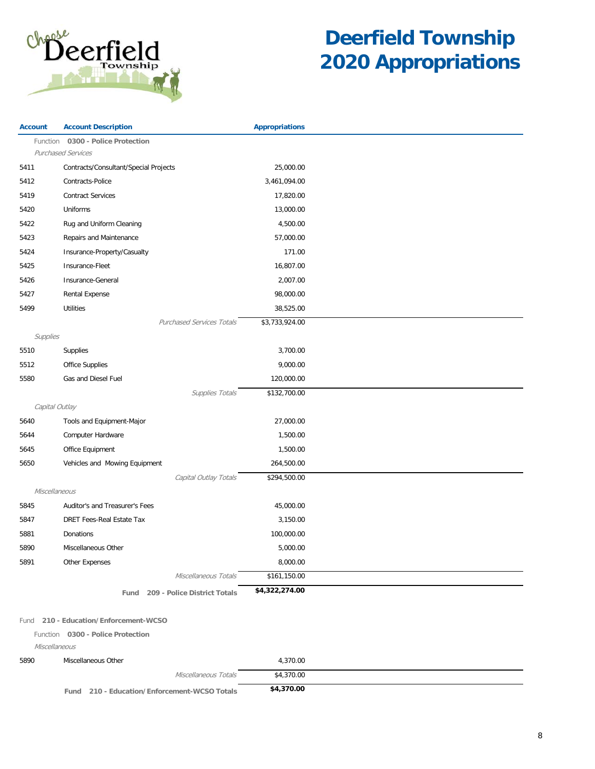# Deerfield Township 2020 Appropriations

| Account | Account Description | Appropriations |
|---|---|---|
| | Function **0300 - Police Protection** | |
| | *Purchased Services* | |
| 5411 | Contracts/Consultant/Special Projects | 25,000.00 |
| 5412 | Contracts-Police | 3,461,094.00 |
| 5419 | Contract Services | 17,820.00 |
| 5420 | Uniforms | 13,000.00 |
| 5422 | Rug and Uniform Cleaning | 4,500.00 |
| 5423 | Repairs and Maintenance | 57,000.00 |
| 5424 | Insurance-Property/Casualty | 171.00 |
| 5425 | Insurance-Fleet | 16,807.00 |
| 5426 | Insurance-General | 2,007.00 |
| 5427 | Rental Expense | 98,000.00 |
| 5499 | Utilities | 38,525.00 |
| | *Purchased Services Totals* | $3,733,924.00 |
| | *Supplies* | |
| 5510 | Supplies | 3,700.00 |
| 5512 | Office Supplies | 9,000.00 |
| 5580 | Gas and Diesel Fuel | 120,000.00 |
| | *Supplies Totals* | $132,700.00 |
| | *Capital Outlay* | |
| 5640 | Tools and Equipment-Major | 27,000.00 |
| 5644 | Computer Hardware | 1,500.00 |
| 5645 | Office Equipment | 1,500.00 |
| 5650 | Vehicles and Mowing Equipment | 264,500.00 |
| | *Capital Outlay Totals* | $294,500.00 |
| | *Miscellaneous* | |
| 5845 | Auditor's and Treasurer's Fees | 45,000.00 |
| 5847 | DRET Fees-Real Estate Tax | 3,150.00 |
| 5881 | Donations | 100,000.00 |
| 5890 | Miscellaneous Other | 5,000.00 |
| 5891 | Other Expenses | 8,000.00 |
| | *Miscellaneous Totals* | $161,150.00 |
| | **Fund 209 - Police District Totals** | **$4,322,274.00** |
| | | |
| | Fund **210 - Education/Enforcement-WCSO** | |
| | Function **0300 - Police Protection** | |
| | *Miscellaneous* | |
| 5890 | Miscellaneous Other | 4,370.00 |
| | *Miscellaneous Totals* | $4,370.00 |
| | **Fund 210 - Education/Enforcement-WCSO Totals** | **$4,370.00** |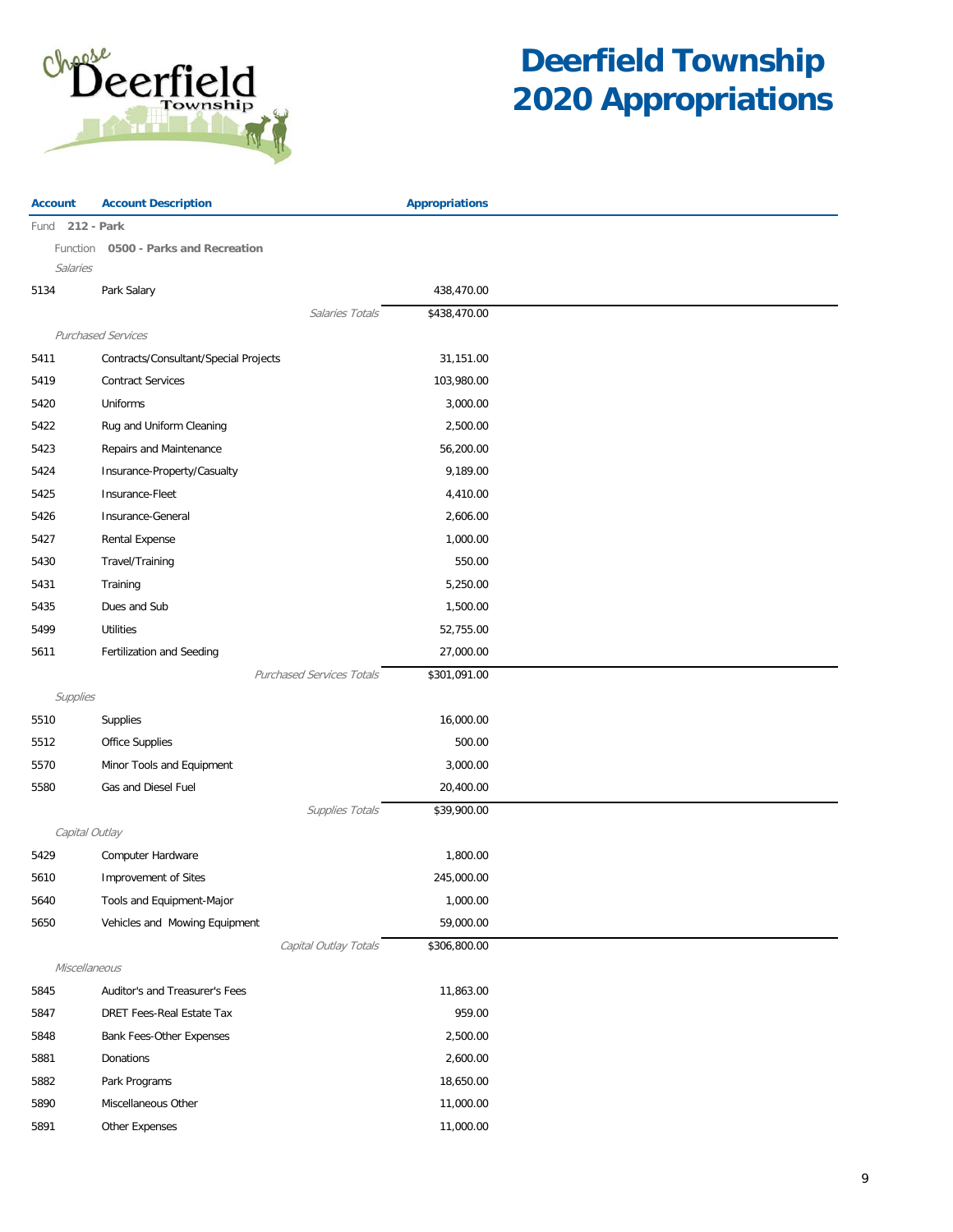# Deerfield Township 2020 Appropriations

| Account | Account Description | Appropriations |
|---|---|---|
| Fund **212 - Park** | | |
| Function **0500 - Parks and Recreation** | | |
| *Salaries* | | |
| 5134 | Park Salary | 438,470.00 |
| | *Salaries Totals* | $438,470.00 |
| *Purchased Services* | | |
| 5411 | Contracts/Consultant/Special Projects | 31,151.00 |
| 5419 | Contract Services | 103,980.00 |
| 5420 | Uniforms | 3,000.00 |
| 5422 | Rug and Uniform Cleaning | 2,500.00 |
| 5423 | Repairs and Maintenance | 56,200.00 |
| 5424 | Insurance-Property/Casualty | 9,189.00 |
| 5425 | Insurance-Fleet | 4,410.00 |
| 5426 | Insurance-General | 2,606.00 |
| 5427 | Rental Expense | 1,000.00 |
| 5430 | Travel/Training | 550.00 |
| 5431 | Training | 5,250.00 |
| 5435 | Dues and Sub | 1,500.00 |
| 5499 | Utilities | 52,755.00 |
| 5611 | Fertilization and Seeding | 27,000.00 |
| | *Purchased Services Totals* | $301,091.00 |
| *Supplies* | | |
| 5510 | Supplies | 16,000.00 |
| 5512 | Office Supplies | 500.00 |
| 5570 | Minor Tools and Equipment | 3,000.00 |
| 5580 | Gas and Diesel Fuel | 20,400.00 |
| | *Supplies Totals* | $39,900.00 |
| *Capital Outlay* | | |
| 5429 | Computer Hardware | 1,800.00 |
| 5610 | Improvement of Sites | 245,000.00 |
| 5640 | Tools and Equipment-Major | 1,000.00 |
| 5650 | Vehicles and Mowing Equipment | 59,000.00 |
| | *Capital Outlay Totals* | $306,800.00 |
| *Miscellaneous* | | |
| 5845 | Auditor's and Treasurer's Fees | 11,863.00 |
| 5847 | DRET Fees-Real Estate Tax | 959.00 |
| 5848 | Bank Fees-Other Expenses | 2,500.00 |
| 5881 | Donations | 2,600.00 |
| 5882 | Park Programs | 18,650.00 |
| 5890 | Miscellaneous Other | 11,000.00 |
| 5891 | Other Expenses | 11,000.00 |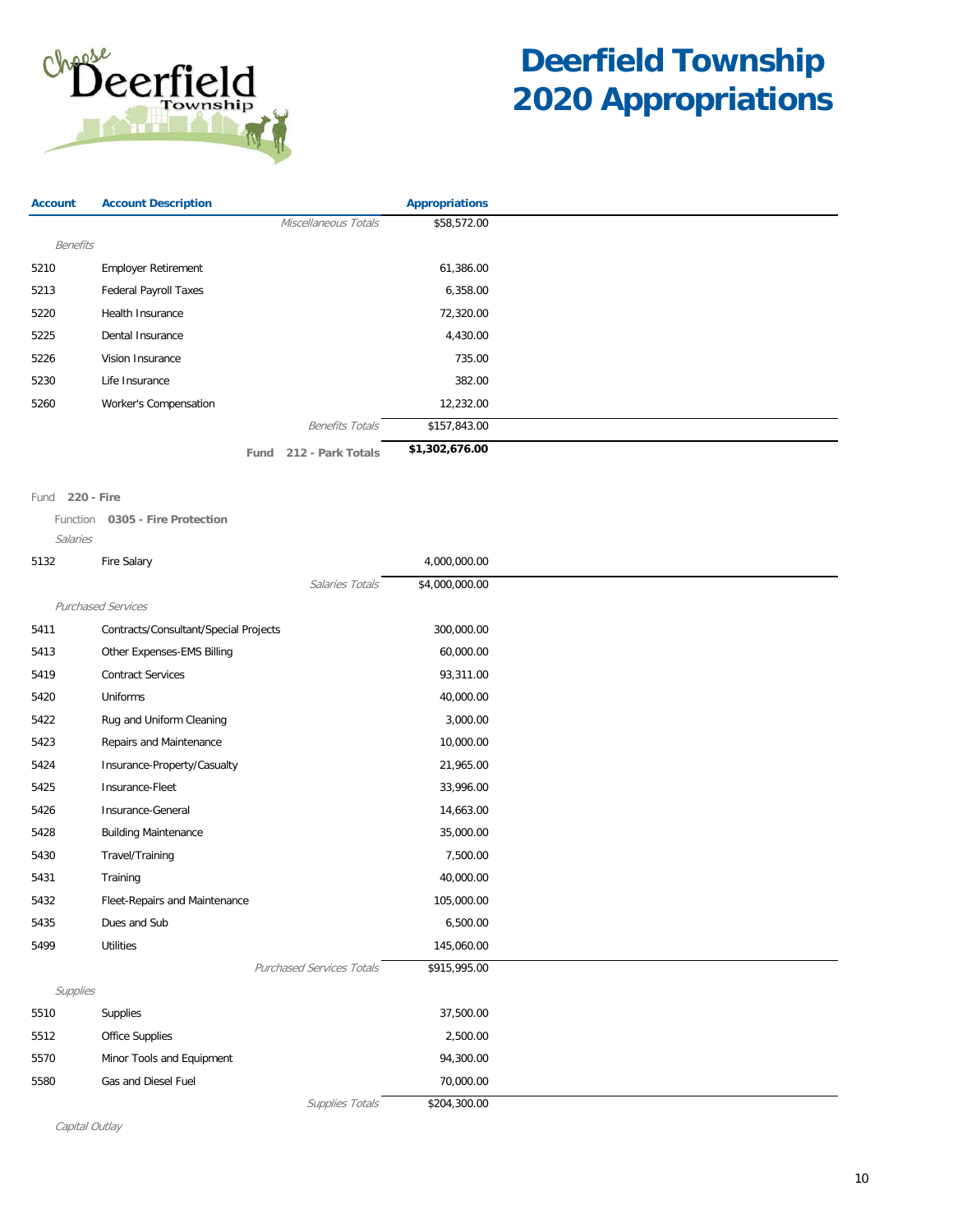# Deerfield Township 2020 Appropriations

| Account | Account Description | Appropriations |
|---|---|---|
| | *Miscellaneous Totals* | $58,572.00 |
| *Benefits* | | |
| 5210 | Employer Retirement | 61,386.00 |
| 5213 | Federal Payroll Taxes | 6,358.00 |
| 5220 | Health Insurance | 72,320.00 |
| 5225 | Dental Insurance | 4,430.00 |
| 5226 | Vision Insurance | 735.00 |
| 5230 | Life Insurance | 382.00 |
| 5260 | Worker's Compensation | 12,232.00 |
| | *Benefits Totals* | $157,843.00 |
| | **Fund 212 - Park Totals** | **$1,302,676.00** |

Fund **220 - Fire**

Function **0305 - Fire Protection**

| Account | Account Description | Appropriations |
|---|---|---|
| *Salaries* | | |
| 5132 | Fire Salary | 4,000,000.00 |
| | *Salaries Totals* | $4,000,000.00 |
| *Purchased Services* | | |
| 5411 | Contracts/Consultant/Special Projects | 300,000.00 |
| 5413 | Other Expenses-EMS Billing | 60,000.00 |
| 5419 | Contract Services | 93,311.00 |
| 5420 | Uniforms | 40,000.00 |
| 5422 | Rug and Uniform Cleaning | 3,000.00 |
| 5423 | Repairs and Maintenance | 10,000.00 |
| 5424 | Insurance-Property/Casualty | 21,965.00 |
| 5425 | Insurance-Fleet | 33,996.00 |
| 5426 | Insurance-General | 14,663.00 |
| 5428 | Building Maintenance | 35,000.00 |
| 5430 | Travel/Training | 7,500.00 |
| 5431 | Training | 40,000.00 |
| 5432 | Fleet-Repairs and Maintenance | 105,000.00 |
| 5435 | Dues and Sub | 6,500.00 |
| 5499 | Utilities | 145,060.00 |
| | *Purchased Services Totals* | $915,995.00 |
| *Supplies* | | |
| 5510 | Supplies | 37,500.00 |
| 5512 | Office Supplies | 2,500.00 |
| 5570 | Minor Tools and Equipment | 94,300.00 |
| 5580 | Gas and Diesel Fuel | 70,000.00 |
| | *Supplies Totals* | $204,300.00 |

*Capital Outlay*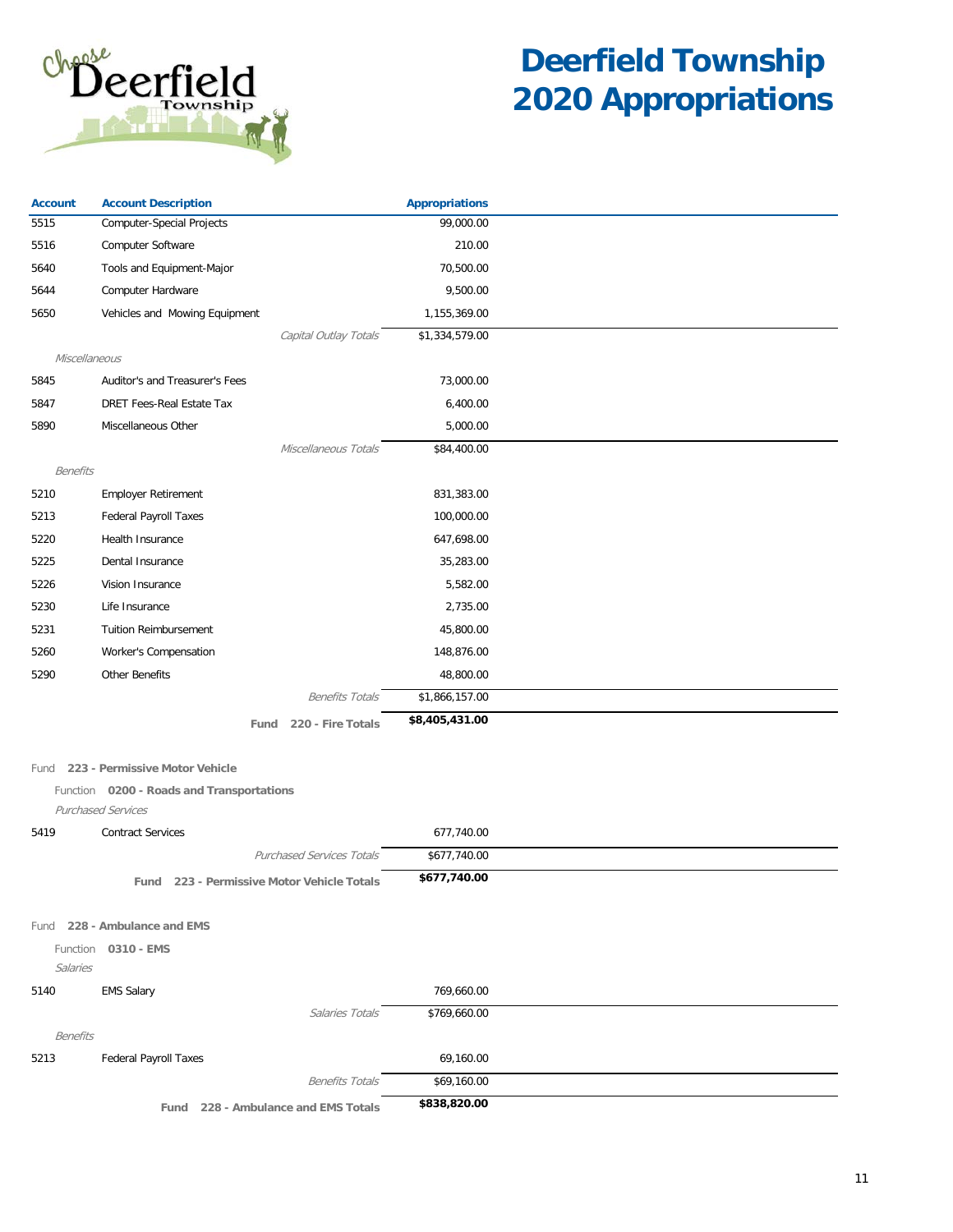# Deerfield Township 2020 Appropriations

| Account | Account Description | Appropriations |
| --- | --- | --- |
| 5515 | Computer-Special Projects | 99,000.00 |
| 5516 | Computer Software | 210.00 |
| 5640 | Tools and Equipment-Major | 70,500.00 |
| 5644 | Computer Hardware | 9,500.00 |
| 5650 | Vehicles and Mowing Equipment | 1,155,369.00 |
| | *Capital Outlay Totals* | $1,334,579.00 |
| *Miscellaneous* | | |
| 5845 | Auditor's and Treasurer's Fees | 73,000.00 |
| 5847 | DRET Fees-Real Estate Tax | 6,400.00 |
| 5890 | Miscellaneous Other | 5,000.00 |
| | *Miscellaneous Totals* | $84,400.00 |
| *Benefits* | | |
| 5210 | Employer Retirement | 831,383.00 |
| 5213 | Federal Payroll Taxes | 100,000.00 |
| 5220 | Health Insurance | 647,698.00 |
| 5225 | Dental Insurance | 35,283.00 |
| 5226 | Vision Insurance | 5,582.00 |
| 5230 | Life Insurance | 2,735.00 |
| 5231 | Tuition Reimbursement | 45,800.00 |
| 5260 | Worker's Compensation | 148,876.00 |
| 5290 | Other Benefits | 48,800.00 |
| | *Benefits Totals* | $1,866,157.00 |
| | **Fund 220 - Fire Totals** | **$8,405,431.00** |
| Fund **223 - Permissive Motor Vehicle** | | |
| Function **0200 - Roads and Transportations** | | |
| *Purchased Services* | | |
| 5419 | Contract Services | 677,740.00 |
| | *Purchased Services Totals* | $677,740.00 |
| | **Fund 223 - Permissive Motor Vehicle Totals** | **$677,740.00** |
| Fund **228 - Ambulance and EMS** | | |
| Function **0310 - EMS** | | |
| *Salaries* | | |
| 5140 | EMS Salary | 769,660.00 |
| | *Salaries Totals* | $769,660.00 |
| *Benefits* | | |
| 5213 | Federal Payroll Taxes | 69,160.00 |
| | *Benefits Totals* | $69,160.00 |
| | **Fund 228 - Ambulance and EMS Totals** | **$838,820.00** |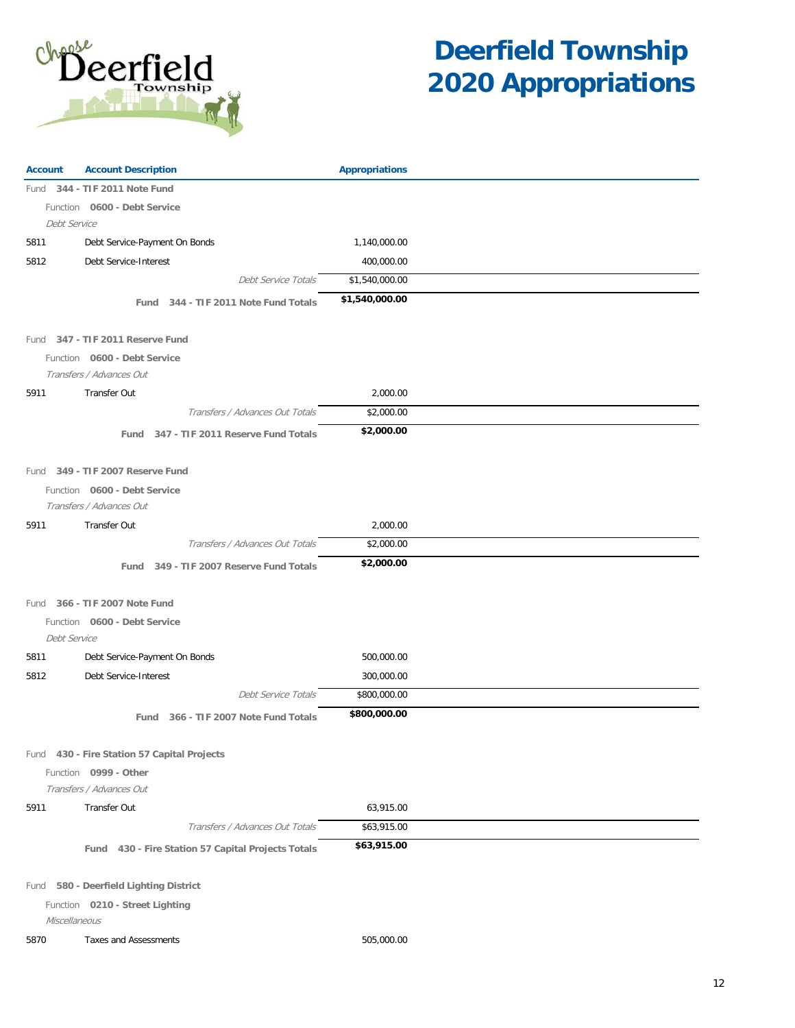# Deerfield Township 2020 Appropriations

| Account | Account Description | Appropriations |
|---|---|---|
| Fund **344 - TIF 2011 Note Fund** | | |
| Function **0600 - Debt Service** | | |
| *Debt Service* | | |
| 5811 | Debt Service-Payment On Bonds | 1,140,000.00 |
| 5812 | Debt Service-Interest | 400,000.00 |
| | *Debt Service Totals* | $1,540,000.00 |
| | **Fund 344 - TIF 2011 Note Fund Totals** | **$1,540,000.00** |
| Fund **347 - TIF 2011 Reserve Fund** | | |
| Function **0600 - Debt Service** | | |
| *Transfers / Advances Out* | | |
| 5911 | Transfer Out | 2,000.00 |
| | *Transfers / Advances Out Totals* | $2,000.00 |
| | **Fund 347 - TIF 2011 Reserve Fund Totals** | **$2,000.00** |
| Fund **349 - TIF 2007 Reserve Fund** | | |
| Function **0600 - Debt Service** | | |
| *Transfers / Advances Out* | | |
| 5911 | Transfer Out | 2,000.00 |
| | *Transfers / Advances Out Totals* | $2,000.00 |
| | **Fund 349 - TIF 2007 Reserve Fund Totals** | **$2,000.00** |
| Fund **366 - TIF 2007 Note Fund** | | |
| Function **0600 - Debt Service** | | |
| *Debt Service* | | |
| 5811 | Debt Service-Payment On Bonds | 500,000.00 |
| 5812 | Debt Service-Interest | 300,000.00 |
| | *Debt Service Totals* | $800,000.00 |
| | **Fund 366 - TIF 2007 Note Fund Totals** | **$800,000.00** |
| Fund **430 - Fire Station 57 Capital Projects** | | |
| Function **0999 - Other** | | |
| *Transfers / Advances Out* | | |
| 5911 | Transfer Out | 63,915.00 |
| | *Transfers / Advances Out Totals* | $63,915.00 |
| | **Fund 430 - Fire Station 57 Capital Projects Totals** | **$63,915.00** |
| Fund **580 - Deerfield Lighting District** | | |
| Function **0210 - Street Lighting** | | |
| *Miscellaneous* | | |
| 5870 | Taxes and Assessments | 505,000.00 |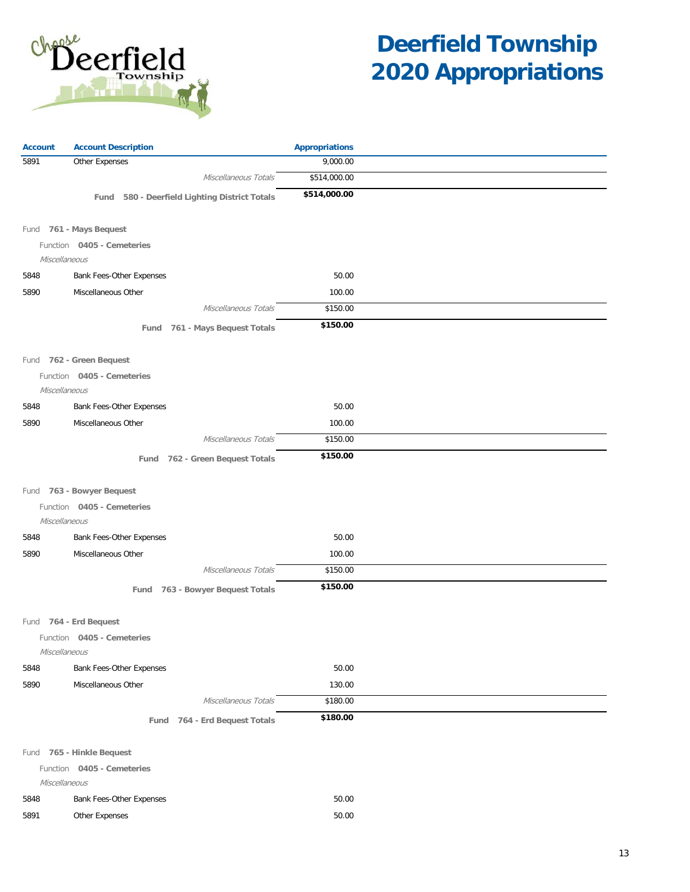# Deerfield Township 2020 Appropriations

| Account | Account Description | Appropriations |
|---|---|---|
| 5891 | Other Expenses | 9,000.00 |
| | *Miscellaneous Totals* | $514,000.00 |
| | **Fund 580 - Deerfield Lighting District Totals** | **$514,000.00** |
| | | |
| Fund **761 - Mays Bequest** | | |
| Function **0405 - Cemeteries** | | |
| *Miscellaneous* | | |
| 5848 | Bank Fees-Other Expenses | 50.00 |
| 5890 | Miscellaneous Other | 100.00 |
| | *Miscellaneous Totals* | $150.00 |
| | **Fund 761 - Mays Bequest Totals** | **$150.00** |
| | | |
| Fund **762 - Green Bequest** | | |
| Function **0405 - Cemeteries** | | |
| *Miscellaneous* | | |
| 5848 | Bank Fees-Other Expenses | 50.00 |
| 5890 | Miscellaneous Other | 100.00 |
| | *Miscellaneous Totals* | $150.00 |
| | **Fund 762 - Green Bequest Totals** | **$150.00** |
| | | |
| Fund **763 - Bowyer Bequest** | | |
| Function **0405 - Cemeteries** | | |
| *Miscellaneous* | | |
| 5848 | Bank Fees-Other Expenses | 50.00 |
| 5890 | Miscellaneous Other | 100.00 |
| | *Miscellaneous Totals* | $150.00 |
| | **Fund 763 - Bowyer Bequest Totals** | **$150.00** |
| | | |
| Fund **764 - Erd Bequest** | | |
| Function **0405 - Cemeteries** | | |
| *Miscellaneous* | | |
| 5848 | Bank Fees-Other Expenses | 50.00 |
| 5890 | Miscellaneous Other | 130.00 |
| | *Miscellaneous Totals* | $180.00 |
| | **Fund 764 - Erd Bequest Totals** | **$180.00** |
| | | |
| Fund **765 - Hinkle Bequest** | | |
| Function **0405 - Cemeteries** | | |
| *Miscellaneous* | | |
| 5848 | Bank Fees-Other Expenses | 50.00 |
| 5891 | Other Expenses | 50.00 |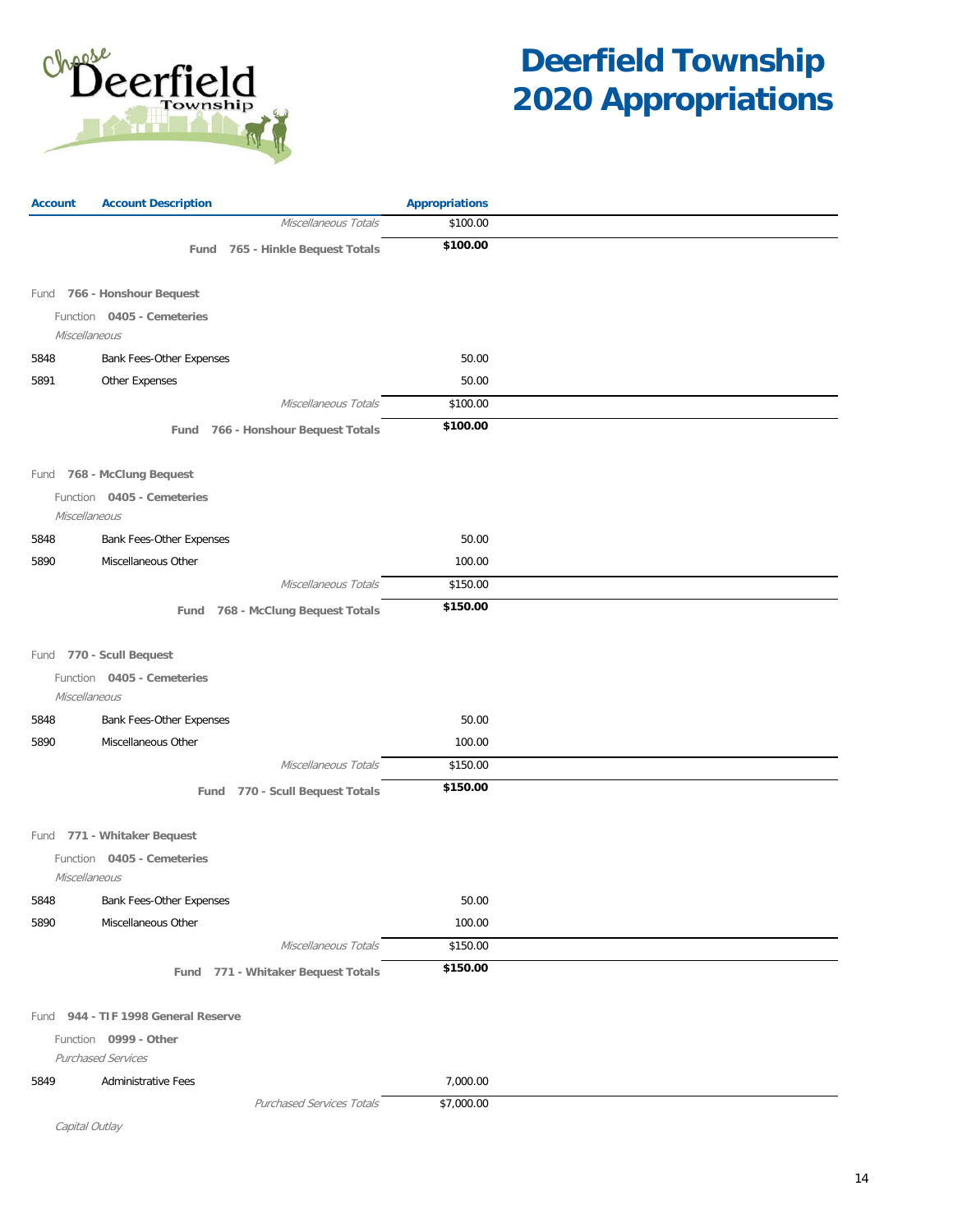# Deerfield Township 2020 Appropriations

| Account | Account Description | Appropriations |
|---|---|---|
| | *Miscellaneous Totals* | $100.00 |
| | **Fund 765 - Hinkle Bequest Totals** | **$100.00** |
| | | |
| Fund | **766 - Honshour Bequest** | |
| | Function **0405 - Cemeteries** | |
| | *Miscellaneous* | |
| 5848 | Bank Fees-Other Expenses | 50.00 |
| 5891 | Other Expenses | 50.00 |
| | *Miscellaneous Totals* | $100.00 |
| | **Fund 766 - Honshour Bequest Totals** | **$100.00** |
| | | |
| Fund | **768 - McClung Bequest** | |
| | Function **0405 - Cemeteries** | |
| | *Miscellaneous* | |
| 5848 | Bank Fees-Other Expenses | 50.00 |
| 5890 | Miscellaneous Other | 100.00 |
| | *Miscellaneous Totals* | $150.00 |
| | **Fund 768 - McClung Bequest Totals** | **$150.00** |
| | | |
| Fund | **770 - Scull Bequest** | |
| | Function **0405 - Cemeteries** | |
| | *Miscellaneous* | |
| 5848 | Bank Fees-Other Expenses | 50.00 |
| 5890 | Miscellaneous Other | 100.00 |
| | *Miscellaneous Totals* | $150.00 |
| | **Fund 770 - Scull Bequest Totals** | **$150.00** |
| | | |
| Fund | **771 - Whitaker Bequest** | |
| | Function **0405 - Cemeteries** | |
| | *Miscellaneous* | |
| 5848 | Bank Fees-Other Expenses | 50.00 |
| 5890 | Miscellaneous Other | 100.00 |
| | *Miscellaneous Totals* | $150.00 |
| | **Fund 771 - Whitaker Bequest Totals** | **$150.00** |
| | | |
| Fund | **944 - TIF 1998 General Reserve** | |
| | Function **0999 - Other** | |
| | *Purchased Services* | |
| 5849 | Administrative Fees | 7,000.00 |
| | *Purchased Services Totals* | $7,000.00 |
| | *Capital Outlay* | |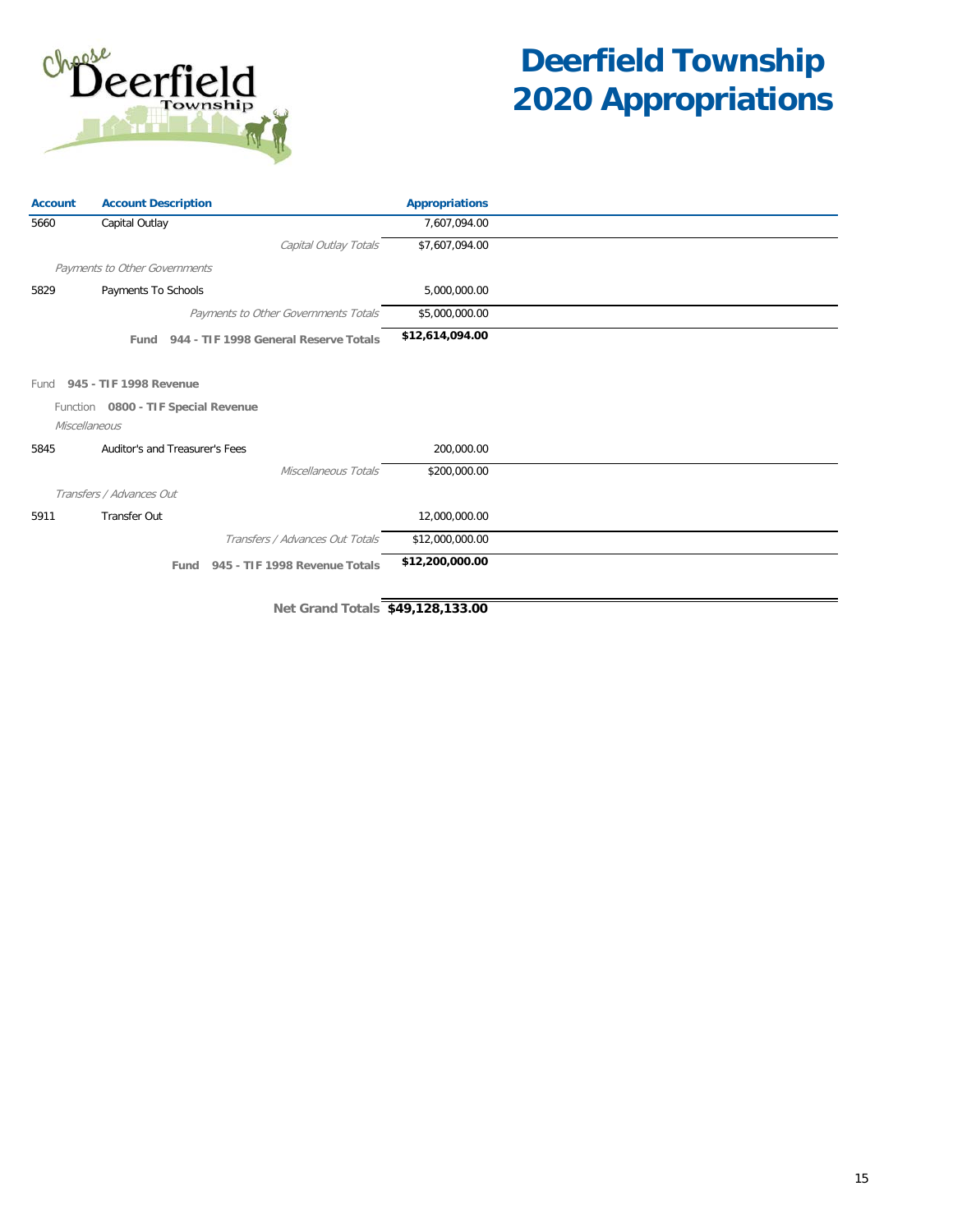# Deerfield Township 2020 Appropriations

| Account | Account Description | Appropriations |
|---|---|---|
| 5660 | Capital Outlay | 7,607,094.00 |
| | *Capital Outlay Totals* | $7,607,094.00 |
| | *Payments to Other Governments* | |
| 5829 | Payments To Schools | 5,000,000.00 |
| | *Payments to Other Governments Totals* | $5,000,000.00 |
| | **Fund 944 - TIF 1998 General Reserve Totals** | **$12,614,094.00** |
| | Fund **945 - TIF 1998 Revenue** | |
| | Function **0800 - TIF Special Revenue** | |
| | *Miscellaneous* | |
| 5845 | Auditor's and Treasurer's Fees | 200,000.00 |
| | *Miscellaneous Totals* | $200,000.00 |
| | *Transfers / Advances Out* | |
| 5911 | Transfer Out | 12,000,000.00 |
| | *Transfers / Advances Out Totals* | $12,000,000.00 |
| | **Fund 945 - TIF 1998 Revenue Totals** | **$12,200,000.00** |
| | **Net Grand Totals** | **$49,128,133.00** |